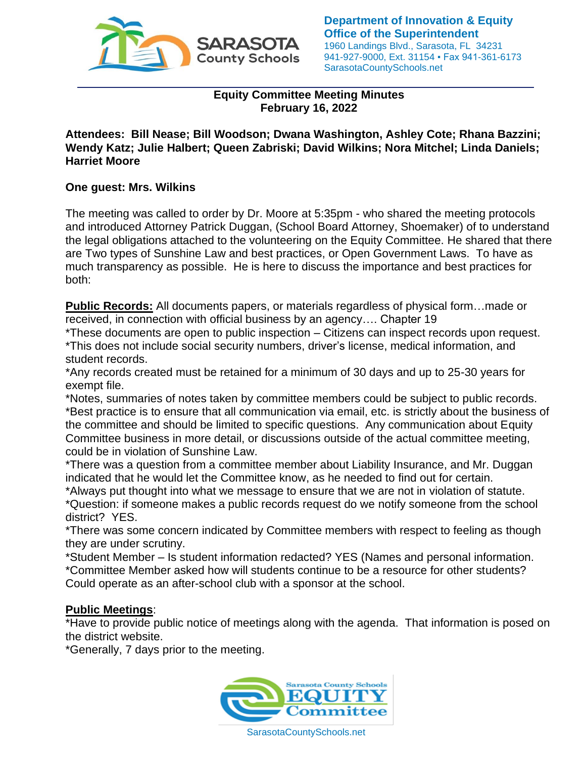**Department of Innovation & Equity**
**Office of the Superintendent**
1960 Landings Blvd., Sarasota, FL 34231
941-927-9000, Ext. 31154 ▪ Fax 941-361-6173
SarasotaCountySchools.net

# Equity Committee Meeting Minutes
## February 16, 2022

**Attendees: Bill Nease; Bill Woodson; Dwana Washington, Ashley Cote; Rhana Bazzini; Wendy Katz; Julie Halbert; Queen Zabriski; David Wilkins; Nora Mitchel; Linda Daniels; Harriet Moore**

**One guest: Mrs. Wilkins**

The meeting was called to order by Dr. Moore at 5:35pm - who shared the meeting protocols and introduced Attorney Patrick Duggan, (School Board Attorney, Shoemaker) of to understand the legal obligations attached to the volunteering on the Equity Committee. He shared that there are Two types of Sunshine Law and best practices, or Open Government Laws. To have as much transparency as possible. He is here to discuss the importance and best practices for both:

**Public Records:** All documents papers, or materials regardless of physical form…made or received, in connection with official business by an agency…. Chapter 19
*These documents are open to public inspection – Citizens can inspect records upon request.
*This does not include social security numbers, driver's license, medical information, and student records.
*Any records created must be retained for a minimum of 30 days and up to 25-30 years for exempt file.
*Notes, summaries of notes taken by committee members could be subject to public records.
*Best practice is to ensure that all communication via email, etc. is strictly about the business of the committee and should be limited to specific questions. Any communication about Equity Committee business in more detail, or discussions outside of the actual committee meeting, could be in violation of Sunshine Law.
*There was a question from a committee member about Liability Insurance, and Mr. Duggan indicated that he would let the Committee know, as he needed to find out for certain.
*Always put thought into what we message to ensure that we are not in violation of statute.
*Question: if someone makes a public records request do we notify someone from the school district? YES.
*There was some concern indicated by Committee members with respect to feeling as though they are under scrutiny.
*Student Member – Is student information redacted? YES (Names and personal information.
*Committee Member asked how will students continue to be a resource for other students? Could operate as an after-school club with a sponsor at the school.

**Public Meetings**:
*Have to provide public notice of meetings along with the agenda. That information is posed on the district website.
*Generally, 7 days prior to the meeting.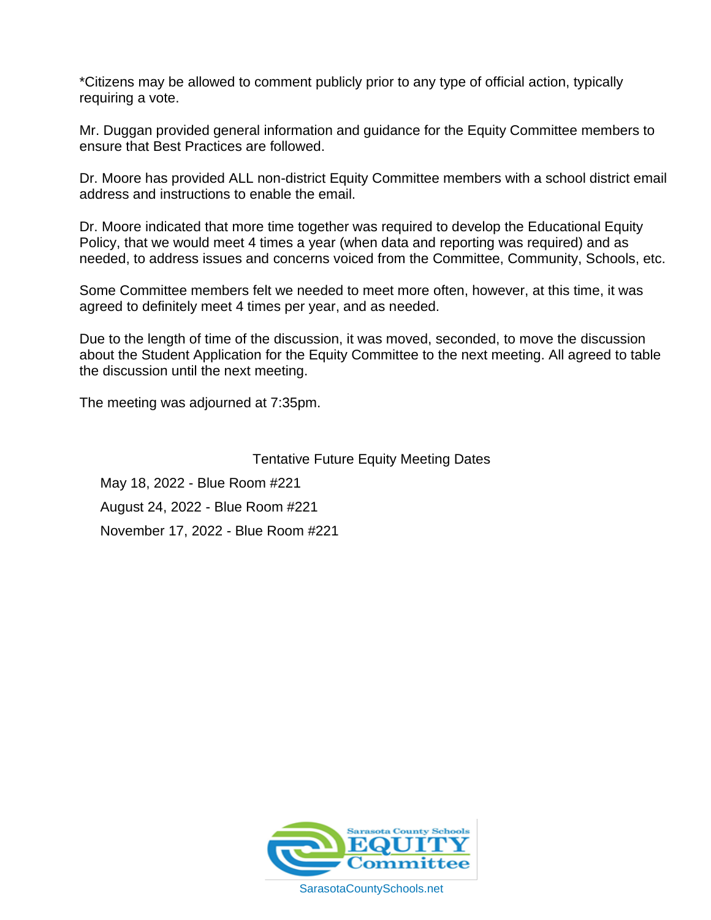*Citizens may be allowed to comment publicly prior to any type of official action, typically requiring a vote.

Mr. Duggan provided general information and guidance for the Equity Committee members to ensure that Best Practices are followed.

Dr. Moore has provided ALL non-district Equity Committee members with a school district email address and instructions to enable the email.

Dr. Moore indicated that more time together was required to develop the Educational Equity Policy, that we would meet 4 times a year (when data and reporting was required) and as needed, to address issues and concerns voiced from the Committee, Community, Schools, etc.

Some Committee members felt we needed to meet more often, however, at this time, it was agreed to definitely meet 4 times per year, and as needed.

Due to the length of time of the discussion, it was moved, seconded, to move the discussion about the Student Application for the Equity Committee to the next meeting. All agreed to table the discussion until the next meeting.

The meeting was adjourned at 7:35pm.

Tentative Future Equity Meeting Dates

May 18, 2022 - Blue Room #221

August 24, 2022 - Blue Room #221

November 17, 2022 - Blue Room #221

Sarasota County Schools EQUITY Committee

SarasotaCountySchools.net